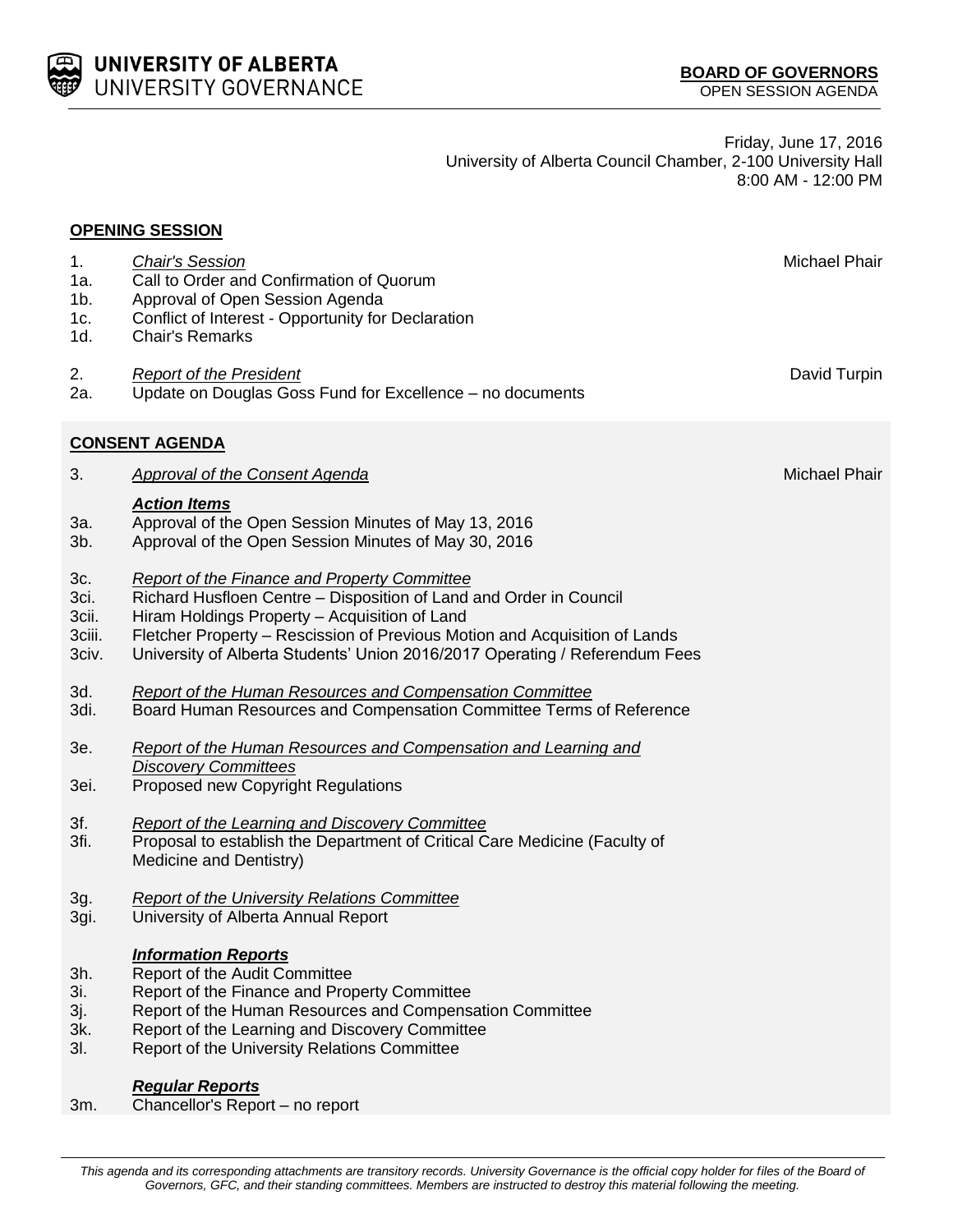**UNIVERSITY OF ALBERTA**
UNIVERSITY GOVERNANCE

**BOARD OF GOVERNORS**
OPEN SESSION AGENDA

Friday, June 17, 2016
University of Alberta Council Chamber, 2-100 University Hall
8:00 AM - 12:00 PM

## OPENING SESSION

| | | |
|---|---|---|
| 1. | *Chair's Session* | Michael Phair |
| 1a. | Call to Order and Confirmation of Quorum | |
| 1b. | Approval of Open Session Agenda | |
| 1c. | Conflict of Interest - Opportunity for Declaration | |
| 1d. | Chair's Remarks | |
| 2. | *Report of the President* | David Turpin |
| 2a. | Update on Douglas Goss Fund for Excellence – no documents | |

## CONSENT AGENDA

| | | |
|---|---|---|
| 3. | *Approval of the Consent Agenda* | Michael Phair |
| | ***Action Items*** | |
| 3a. | Approval of the Open Session Minutes of May 13, 2016 | |
| 3b. | Approval of the Open Session Minutes of May 30, 2016 | |
| 3c. | *Report of the Finance and Property Committee* | |
| 3ci. | Richard Husfloen Centre – Disposition of Land and Order in Council | |
| 3cii. | Hiram Holdings Property – Acquisition of Land | |
| 3ciii. | Fletcher Property – Rescission of Previous Motion and Acquisition of Lands | |
| 3civ. | University of Alberta Students' Union 2016/2017 Operating / Referendum Fees | |
| 3d. | *Report of the Human Resources and Compensation Committee* | |
| 3di. | Board Human Resources and Compensation Committee Terms of Reference | |
| 3e. | *Report of the Human Resources and Compensation and Learning and Discovery Committees* | |
| 3ei. | Proposed new Copyright Regulations | |
| 3f. | *Report of the Learning and Discovery Committee* | |
| 3fi. | Proposal to establish the Department of Critical Care Medicine (Faculty of Medicine and Dentistry) | |
| 3g. | *Report of the University Relations Committee* | |
| 3gi. | University of Alberta Annual Report | |
| | ***Information Reports*** | |
| 3h. | Report of the Audit Committee | |
| 3i. | Report of the Finance and Property Committee | |
| 3j. | Report of the Human Resources and Compensation Committee | |
| 3k. | Report of the Learning and Discovery Committee | |
| 3l. | Report of the University Relations Committee | |
| | ***Regular Reports*** | |
| 3m. | Chancellor's Report – no report | |

*This agenda and its corresponding attachments are transitory records. University Governance is the official copy holder for files of the Board of Governors, GFC, and their standing committees. Members are instructed to destroy this material following the meeting.*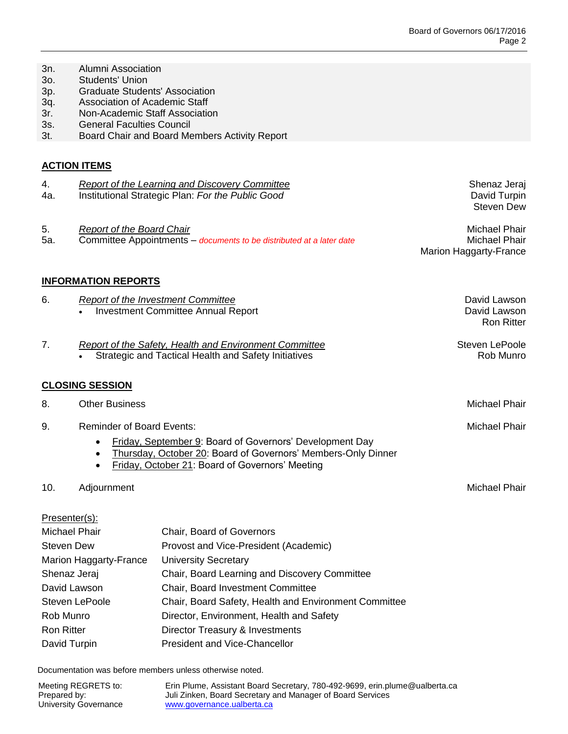3n. Alumni Association
3o. Students' Union
3p. Graduate Students' Association
3q. Association of Academic Staff
3r. Non-Academic Staff Association
3s. General Faculties Council
3t. Board Chair and Board Members Activity Report

## ACTION ITEMS

| | | |
|---|---|---|
| 4. | *Report of the Learning and Discovery Committee* | Shenaz Jeraj |
| 4a. | Institutional Strategic Plan: *For the Public Good* | David Turpin<br>Steven Dew |
| 5. | *Report of the Board Chair* | Michael Phair |
| 5a. | Committee Appointments – *documents to be distributed at a later date* | Michael Phair<br>Marion Haggarty-France |

## INFORMATION REPORTS

| | | |
|---|---|---|
| 6. | *Report of the Investment Committee* | David Lawson |
| | • Investment Committee Annual Report | David Lawson<br>Ron Ritter |
| 7. | *Report of the Safety, Health and Environment Committee* | Steven LePoole |
| | • Strategic and Tactical Health and Safety Initiatives | Rob Munro |

## CLOSING SESSION

| | | |
|---|---|---|
| 8. | Other Business | Michael Phair |
| 9. | Reminder of Board Events: | Michael Phair |
| 10. | Adjournment | Michael Phair |

Item 9 events:

- Friday, September 9: Board of Governors' Development Day
- Thursday, October 20: Board of Governors' Members-Only Dinner
- Friday, October 21: Board of Governors' Meeting

Presenter(s):

| | |
|---|---|
| Michael Phair | Chair, Board of Governors |
| Steven Dew | Provost and Vice-President (Academic) |
| Marion Haggarty-France | University Secretary |
| Shenaz Jeraj | Chair, Board Learning and Discovery Committee |
| David Lawson | Chair, Board Investment Committee |
| Steven LePoole | Chair, Board Safety, Health and Environment Committee |
| Rob Munro | Director, Environment, Health and Safety |
| Ron Ritter | Director Treasury & Investments |
| David Turpin | President and Vice-Chancellor |

Documentation was before members unless otherwise noted.

| | |
|---|---|
| Meeting REGRETS to: | Erin Plume, Assistant Board Secretary, 780-492-9699, erin.plume@ualberta.ca |
| Prepared by: | Juli Zinken, Board Secretary and Manager of Board Services |
| University Governance | www.governance.ualberta.ca |